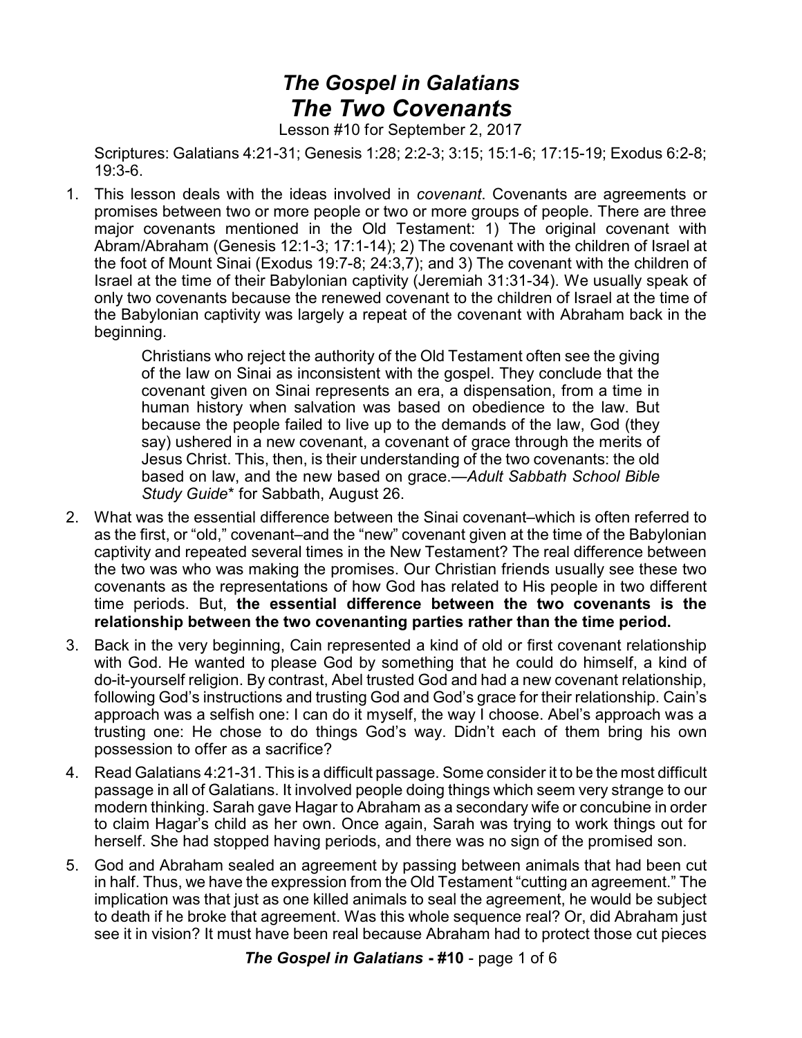# *The Gospel in Galatians*
# *The Two Covenants*

Lesson #10 for September 2, 2017

Scriptures: Galatians 4:21-31; Genesis 1:28; 2:2-3; 3:15; 15:1-6; 17:15-19; Exodus 6:2-8; 19:3-6.

1. This lesson deals with the ideas involved in *covenant*. Covenants are agreements or promises between two or more people or two or more groups of people. There are three major covenants mentioned in the Old Testament: 1) The original covenant with Abram/Abraham (Genesis 12:1-3; 17:1-14); 2) The covenant with the children of Israel at the foot of Mount Sinai (Exodus 19:7-8; 24:3,7); and 3) The covenant with the children of Israel at the time of their Babylonian captivity (Jeremiah 31:31-34). We usually speak of only two covenants because the renewed covenant to the children of Israel at the time of the Babylonian captivity was largely a repeat of the covenant with Abraham back in the beginning.

   > Christians who reject the authority of the Old Testament often see the giving of the law on Sinai as inconsistent with the gospel. They conclude that the covenant given on Sinai represents an era, a dispensation, from a time in human history when salvation was based on obedience to the law. But because the people failed to live up to the demands of the law, God (they say) ushered in a new covenant, a covenant of grace through the merits of Jesus Christ. This, then, is their understanding of the two covenants: the old based on law, and the new based on grace.—*Adult Sabbath School Bible Study Guide*\* for Sabbath, August 26.

2. What was the essential difference between the Sinai covenant–which is often referred to as the first, or "old," covenant–and the "new" covenant given at the time of the Babylonian captivity and repeated several times in the New Testament? The real difference between the two was who was making the promises. Our Christian friends usually see these two covenants as the representations of how God has related to His people in two different time periods. But, **the essential difference between the two covenants is the relationship between the two covenanting parties rather than the time period.**

3. Back in the very beginning, Cain represented a kind of old or first covenant relationship with God. He wanted to please God by something that he could do himself, a kind of do-it-yourself religion. By contrast, Abel trusted God and had a new covenant relationship, following God's instructions and trusting God and God's grace for their relationship. Cain's approach was a selfish one: I can do it myself, the way I choose. Abel's approach was a trusting one: He chose to do things God's way. Didn't each of them bring his own possession to offer as a sacrifice?

4. Read Galatians 4:21-31. This is a difficult passage. Some consider it to be the most difficult passage in all of Galatians. It involved people doing things which seem very strange to our modern thinking. Sarah gave Hagar to Abraham as a secondary wife or concubine in order to claim Hagar's child as her own. Once again, Sarah was trying to work things out for herself. She had stopped having periods, and there was no sign of the promised son.

5. God and Abraham sealed an agreement by passing between animals that had been cut in half. Thus, we have the expression from the Old Testament "cutting an agreement." The implication was that just as one killed animals to seal the agreement, he would be subject to death if he broke that agreement. Was this whole sequence real? Or, did Abraham just see it in vision? It must have been real because Abraham had to protect those cut pieces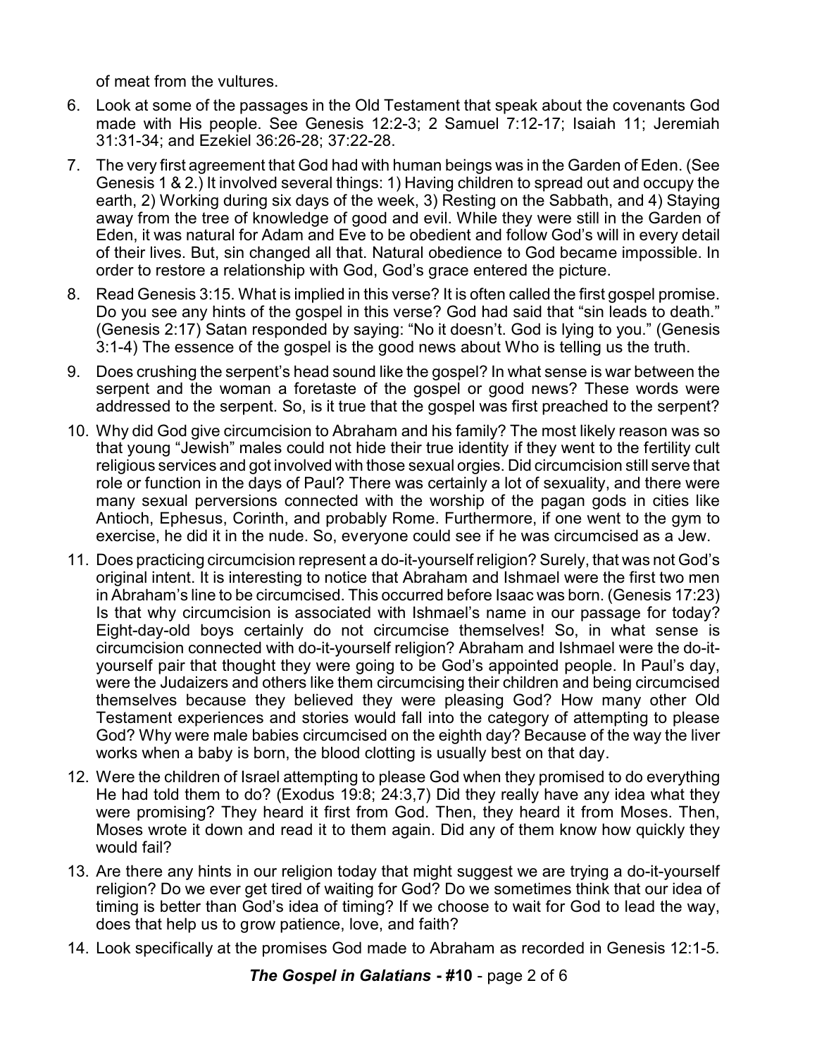of meat from the vultures.

6. Look at some of the passages in the Old Testament that speak about the covenants God made with His people. See Genesis 12:2-3; 2 Samuel 7:12-17; Isaiah 11; Jeremiah 31:31-34; and Ezekiel 36:26-28; 37:22-28.

7. The very first agreement that God had with human beings was in the Garden of Eden. (See Genesis 1 & 2.) It involved several things: 1) Having children to spread out and occupy the earth, 2) Working during six days of the week, 3) Resting on the Sabbath, and 4) Staying away from the tree of knowledge of good and evil. While they were still in the Garden of Eden, it was natural for Adam and Eve to be obedient and follow God's will in every detail of their lives. But, sin changed all that. Natural obedience to God became impossible. In order to restore a relationship with God, God's grace entered the picture.

8. Read Genesis 3:15. What is implied in this verse? It is often called the first gospel promise. Do you see any hints of the gospel in this verse? God had said that "sin leads to death." (Genesis 2:17) Satan responded by saying: "No it doesn't. God is lying to you." (Genesis 3:1-4) The essence of the gospel is the good news about Who is telling us the truth.

9. Does crushing the serpent's head sound like the gospel? In what sense is war between the serpent and the woman a foretaste of the gospel or good news? These words were addressed to the serpent. So, is it true that the gospel was first preached to the serpent?

10. Why did God give circumcision to Abraham and his family? The most likely reason was so that young "Jewish" males could not hide their true identity if they went to the fertility cult religious services and got involved with those sexual orgies. Did circumcision still serve that role or function in the days of Paul? There was certainly a lot of sexuality, and there were many sexual perversions connected with the worship of the pagan gods in cities like Antioch, Ephesus, Corinth, and probably Rome. Furthermore, if one went to the gym to exercise, he did it in the nude. So, everyone could see if he was circumcised as a Jew.

11. Does practicing circumcision represent a do-it-yourself religion? Surely, that was not God's original intent. It is interesting to notice that Abraham and Ishmael were the first two men in Abraham's line to be circumcised. This occurred before Isaac was born. (Genesis 17:23) Is that why circumcision is associated with Ishmael's name in our passage for today? Eight-day-old boys certainly do not circumcise themselves! So, in what sense is circumcision connected with do-it-yourself religion? Abraham and Ishmael were the do-it-yourself pair that thought they were going to be God's appointed people. In Paul's day, were the Judaizers and others like them circumcising their children and being circumcised themselves because they believed they were pleasing God? How many other Old Testament experiences and stories would fall into the category of attempting to please God? Why were male babies circumcised on the eighth day? Because of the way the liver works when a baby is born, the blood clotting is usually best on that day.

12. Were the children of Israel attempting to please God when they promised to do everything He had told them to do? (Exodus 19:8; 24:3,7) Did they really have any idea what they were promising? They heard it first from God. Then, they heard it from Moses. Then, Moses wrote it down and read it to them again. Did any of them know how quickly they would fail?

13. Are there any hints in our religion today that might suggest we are trying a do-it-yourself religion? Do we ever get tired of waiting for God? Do we sometimes think that our idea of timing is better than God's idea of timing? If we choose to wait for God to lead the way, does that help us to grow patience, love, and faith?

14. Look specifically at the promises God made to Abraham as recorded in Genesis 12:1-5.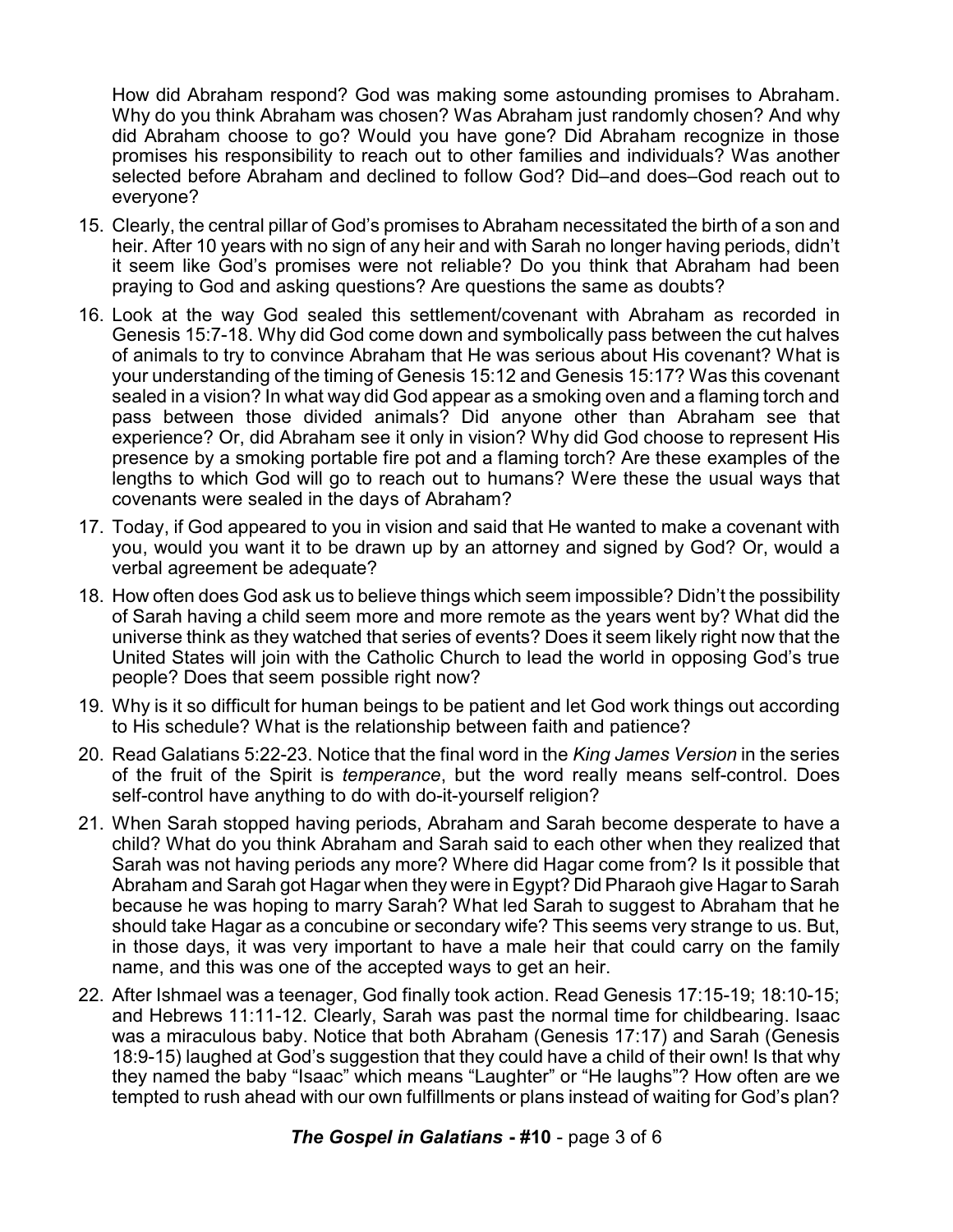How did Abraham respond? God was making some astounding promises to Abraham. Why do you think Abraham was chosen? Was Abraham just randomly chosen? And why did Abraham choose to go? Would you have gone? Did Abraham recognize in those promises his responsibility to reach out to other families and individuals? Was another selected before Abraham and declined to follow God? Did–and does–God reach out to everyone?

15. Clearly, the central pillar of God's promises to Abraham necessitated the birth of a son and heir. After 10 years with no sign of any heir and with Sarah no longer having periods, didn't it seem like God's promises were not reliable? Do you think that Abraham had been praying to God and asking questions? Are questions the same as doubts?

16. Look at the way God sealed this settlement/covenant with Abraham as recorded in Genesis 15:7-18. Why did God come down and symbolically pass between the cut halves of animals to try to convince Abraham that He was serious about His covenant? What is your understanding of the timing of Genesis 15:12 and Genesis 15:17? Was this covenant sealed in a vision? In what way did God appear as a smoking oven and a flaming torch and pass between those divided animals? Did anyone other than Abraham see that experience? Or, did Abraham see it only in vision? Why did God choose to represent His presence by a smoking portable fire pot and a flaming torch? Are these examples of the lengths to which God will go to reach out to humans? Were these the usual ways that covenants were sealed in the days of Abraham?

17. Today, if God appeared to you in vision and said that He wanted to make a covenant with you, would you want it to be drawn up by an attorney and signed by God? Or, would a verbal agreement be adequate?

18. How often does God ask us to believe things which seem impossible? Didn't the possibility of Sarah having a child seem more and more remote as the years went by? What did the universe think as they watched that series of events? Does it seem likely right now that the United States will join with the Catholic Church to lead the world in opposing God's true people? Does that seem possible right now?

19. Why is it so difficult for human beings to be patient and let God work things out according to His schedule? What is the relationship between faith and patience?

20. Read Galatians 5:22-23. Notice that the final word in the *King James Version* in the series of the fruit of the Spirit is *temperance*, but the word really means self-control. Does self-control have anything to do with do-it-yourself religion?

21. When Sarah stopped having periods, Abraham and Sarah become desperate to have a child? What do you think Abraham and Sarah said to each other when they realized that Sarah was not having periods any more? Where did Hagar come from? Is it possible that Abraham and Sarah got Hagar when they were in Egypt? Did Pharaoh give Hagar to Sarah because he was hoping to marry Sarah? What led Sarah to suggest to Abraham that he should take Hagar as a concubine or secondary wife? This seems very strange to us. But, in those days, it was very important to have a male heir that could carry on the family name, and this was one of the accepted ways to get an heir.

22. After Ishmael was a teenager, God finally took action. Read Genesis 17:15-19; 18:10-15; and Hebrews 11:11-12. Clearly, Sarah was past the normal time for childbearing. Isaac was a miraculous baby. Notice that both Abraham (Genesis 17:17) and Sarah (Genesis 18:9-15) laughed at God's suggestion that they could have a child of their own! Is that why they named the baby "Isaac" which means "Laughter" or "He laughs"? How often are we tempted to rush ahead with our own fulfillments or plans instead of waiting for God's plan?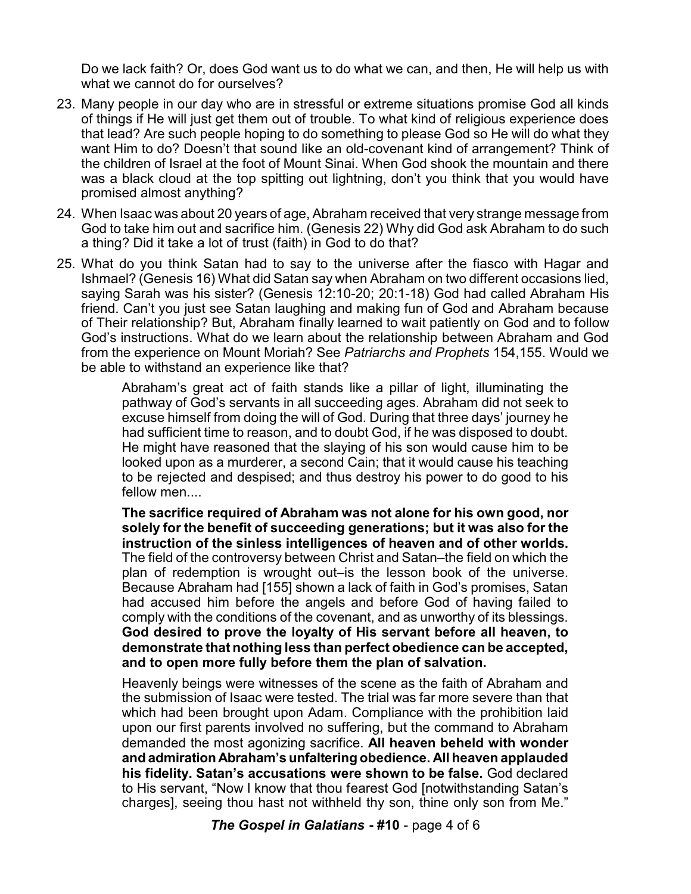Do we lack faith? Or, does God want us to do what we can, and then, He will help us with what we cannot do for ourselves?

23. Many people in our day who are in stressful or extreme situations promise God all kinds of things if He will just get them out of trouble. To what kind of religious experience does that lead? Are such people hoping to do something to please God so He will do what they want Him to do? Doesn't that sound like an old-covenant kind of arrangement? Think of the children of Israel at the foot of Mount Sinai. When God shook the mountain and there was a black cloud at the top spitting out lightning, don't you think that you would have promised almost anything?

24. When Isaac was about 20 years of age, Abraham received that very strange message from God to take him out and sacrifice him. (Genesis 22) Why did God ask Abraham to do such a thing? Did it take a lot of trust (faith) in God to do that?

25. What do you think Satan had to say to the universe after the fiasco with Hagar and Ishmael? (Genesis 16) What did Satan say when Abraham on two different occasions lied, saying Sarah was his sister? (Genesis 12:10-20; 20:1-18) God had called Abraham His friend. Can't you just see Satan laughing and making fun of God and Abraham because of Their relationship? But, Abraham finally learned to wait patiently on God and to follow God's instructions. What do we learn about the relationship between Abraham and God from the experience on Mount Moriah? See *Patriarchs and Prophets* 154,155. Would we be able to withstand an experience like that?

> Abraham's great act of faith stands like a pillar of light, illuminating the pathway of God's servants in all succeeding ages. Abraham did not seek to excuse himself from doing the will of God. During that three days' journey he had sufficient time to reason, and to doubt God, if he was disposed to doubt. He might have reasoned that the slaying of his son would cause him to be looked upon as a murderer, a second Cain; that it would cause his teaching to be rejected and despised; and thus destroy his power to do good to his fellow men....
>
> **The sacrifice required of Abraham was not alone for his own good, nor solely for the benefit of succeeding generations; but it was also for the instruction of the sinless intelligences of heaven and of other worlds.** The field of the controversy between Christ and Satan–the field on which the plan of redemption is wrought out–is the lesson book of the universe. Because Abraham had [155] shown a lack of faith in God's promises, Satan had accused him before the angels and before God of having failed to comply with the conditions of the covenant, and as unworthy of its blessings. **God desired to prove the loyalty of His servant before all heaven, to demonstrate that nothing less than perfect obedience can be accepted, and to open more fully before them the plan of salvation.**
>
> Heavenly beings were witnesses of the scene as the faith of Abraham and the submission of Isaac were tested. The trial was far more severe than that which had been brought upon Adam. Compliance with the prohibition laid upon our first parents involved no suffering, but the command to Abraham demanded the most agonizing sacrifice. **All heaven beheld with wonder and admiration Abraham's unfaltering obedience. All heaven applauded his fidelity. Satan's accusations were shown to be false.** God declared to His servant, "Now I know that thou fearest God [notwithstanding Satan's charges], seeing thou hast not withheld thy son, thine only son from Me."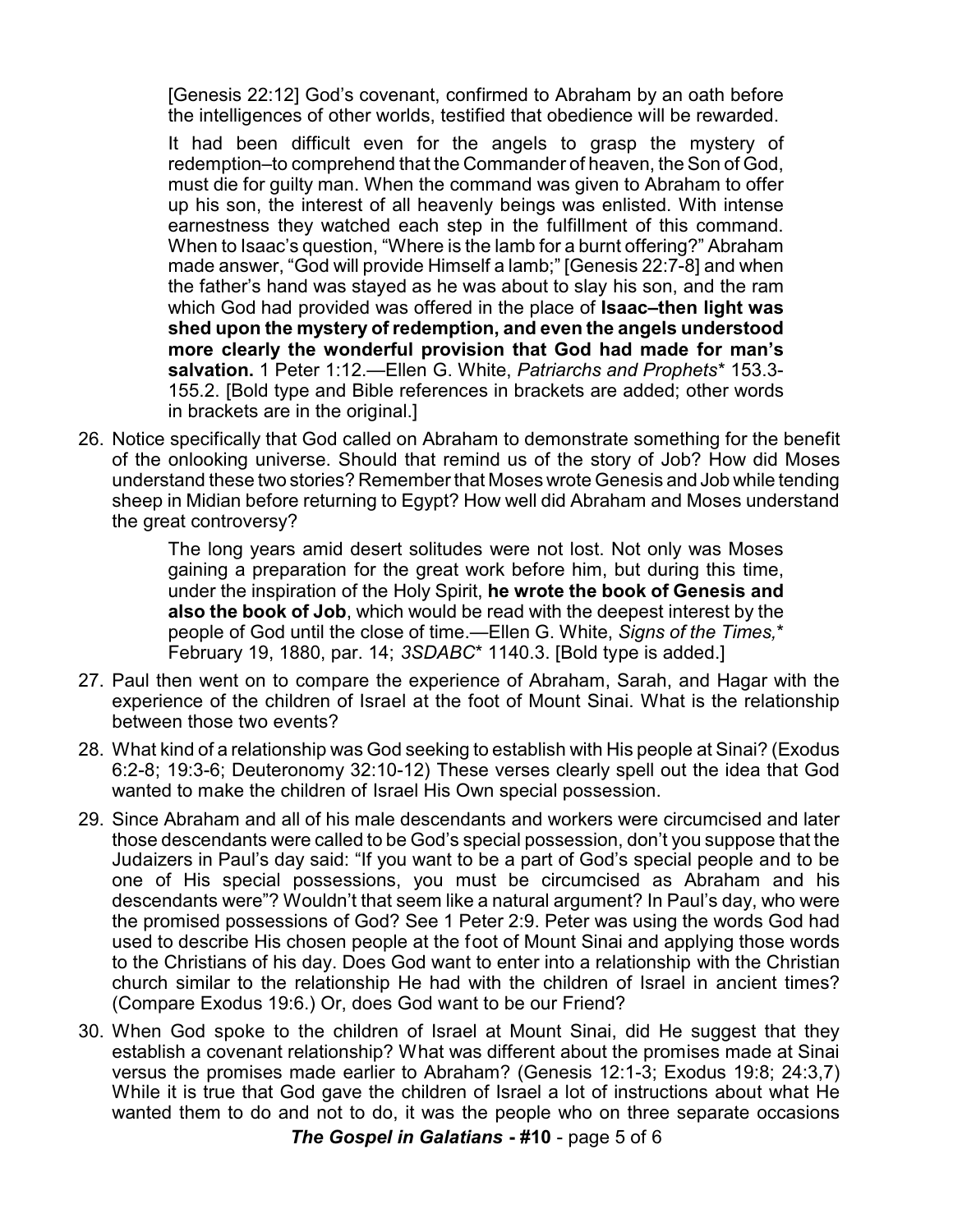> [Genesis 22:12] God's covenant, confirmed to Abraham by an oath before the intelligences of other worlds, testified that obedience will be rewarded.
>
> It had been difficult even for the angels to grasp the mystery of redemption–to comprehend that the Commander of heaven, the Son of God, must die for guilty man. When the command was given to Abraham to offer up his son, the interest of all heavenly beings was enlisted. With intense earnestness they watched each step in the fulfillment of this command. When to Isaac's question, "Where is the lamb for a burnt offering?" Abraham made answer, "God will provide Himself a lamb;" [Genesis 22:7-8] and when the father's hand was stayed as he was about to slay his son, and the ram which God had provided was offered in the place of **Isaac–then light was shed upon the mystery of redemption, and even the angels understood more clearly the wonderful provision that God had made for man's salvation.** 1 Peter 1:12.—Ellen G. White, *Patriarchs and Prophets*\* 153.3-155.2. [Bold type and Bible references in brackets are added; other words in brackets are in the original.]

26. Notice specifically that God called on Abraham to demonstrate something for the benefit of the onlooking universe. Should that remind us of the story of Job? How did Moses understand these two stories? Remember that Moses wrote Genesis and Job while tending sheep in Midian before returning to Egypt? How well did Abraham and Moses understand the great controversy?

    > The long years amid desert solitudes were not lost. Not only was Moses gaining a preparation for the great work before him, but during this time, under the inspiration of the Holy Spirit, **he wrote the book of Genesis and also the book of Job**, which would be read with the deepest interest by the people of God until the close of time.—Ellen G. White, *Signs of the Times,*\* February 19, 1880, par. 14; *3SDABC*\* 1140.3. [Bold type is added.]

27. Paul then went on to compare the experience of Abraham, Sarah, and Hagar with the experience of the children of Israel at the foot of Mount Sinai. What is the relationship between those two events?

28. What kind of a relationship was God seeking to establish with His people at Sinai? (Exodus 6:2-8; 19:3-6; Deuteronomy 32:10-12) These verses clearly spell out the idea that God wanted to make the children of Israel His Own special possession.

29. Since Abraham and all of his male descendants and workers were circumcised and later those descendants were called to be God's special possession, don't you suppose that the Judaizers in Paul's day said: "If you want to be a part of God's special people and to be one of His special possessions, you must be circumcised as Abraham and his descendants were"? Wouldn't that seem like a natural argument? In Paul's day, who were the promised possessions of God? See 1 Peter 2:9. Peter was using the words God had used to describe His chosen people at the foot of Mount Sinai and applying those words to the Christians of his day. Does God want to enter into a relationship with the Christian church similar to the relationship He had with the children of Israel in ancient times? (Compare Exodus 19:6.) Or, does God want to be our Friend?

30. When God spoke to the children of Israel at Mount Sinai, did He suggest that they establish a covenant relationship? What was different about the promises made at Sinai versus the promises made earlier to Abraham? (Genesis 12:1-3; Exodus 19:8; 24:3,7) While it is true that God gave the children of Israel a lot of instructions about what He wanted them to do and not to do, it was the people who on three separate occasions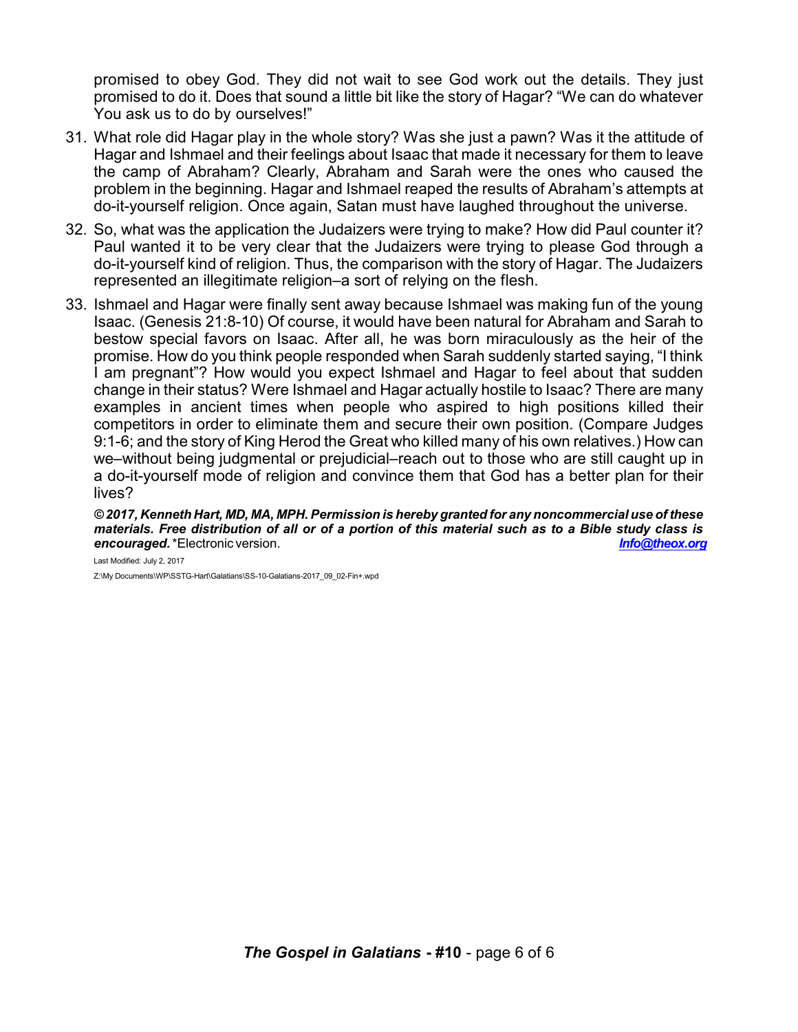promised to obey God. They did not wait to see God work out the details. They just promised to do it. Does that sound a little bit like the story of Hagar? "We can do whatever You ask us to do by ourselves!"

31. What role did Hagar play in the whole story? Was she just a pawn? Was it the attitude of Hagar and Ishmael and their feelings about Isaac that made it necessary for them to leave the camp of Abraham? Clearly, Abraham and Sarah were the ones who caused the problem in the beginning. Hagar and Ishmael reaped the results of Abraham's attempts at do-it-yourself religion. Once again, Satan must have laughed throughout the universe.
32. So, what was the application the Judaizers were trying to make? How did Paul counter it? Paul wanted it to be very clear that the Judaizers were trying to please God through a do-it-yourself kind of religion. Thus, the comparison with the story of Hagar. The Judaizers represented an illegitimate religion–a sort of relying on the flesh.
33. Ishmael and Hagar were finally sent away because Ishmael was making fun of the young Isaac. (Genesis 21:8-10) Of course, it would have been natural for Abraham and Sarah to bestow special favors on Isaac. After all, he was born miraculously as the heir of the promise. How do you think people responded when Sarah suddenly started saying, "I think I am pregnant"? How would you expect Ishmael and Hagar to feel about that sudden change in their status? Were Ishmael and Hagar actually hostile to Isaac? There are many examples in ancient times when people who aspired to high positions killed their competitors in order to eliminate them and secure their own position. (Compare Judges 9:1-6; and the story of King Herod the Great who killed many of his own relatives.) How can we–without being judgmental or prejudicial–reach out to those who are still caught up in a do-it-yourself mode of religion and convince them that God has a better plan for their lives?

***© 2017, Kenneth Hart, MD, MA, MPH. Permission is hereby granted for any noncommercial use of these materials. Free distribution of all or of a portion of this material such as to a Bible study class is encouraged.*** *Electronic version. ***Info@theox.org***

Last Modified: July 2, 2017

Z:\My Documents\WP\SSTG-Hart\Galatians\SS-10-Galatians-2017_09_02-Fin+.wpd